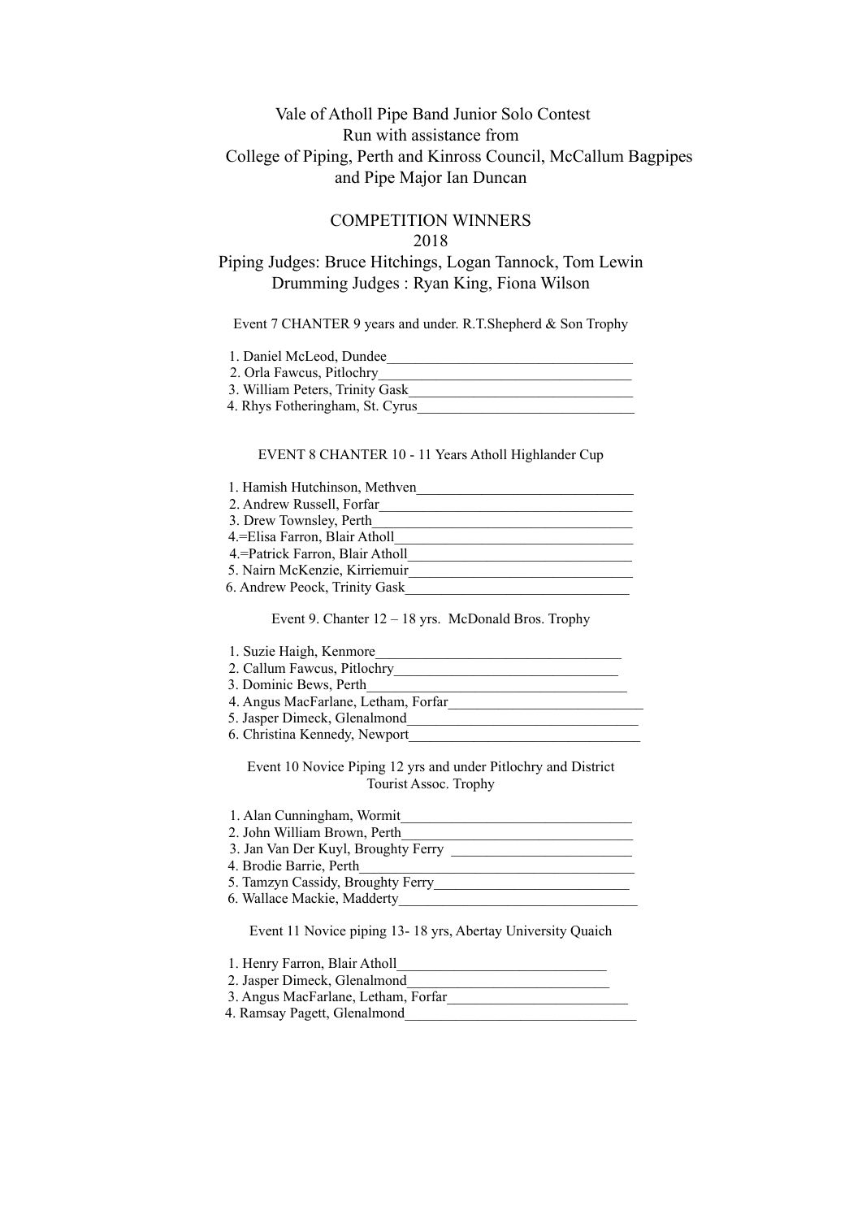# Vale of Atholl Pipe Band Junior Solo Contest

Run with assistance from
College of Piping, Perth and Kinross Council, McCallum Bagpipes
and Pipe Major Ian Duncan

## COMPETITION WINNERS
## 2018

Piping Judges: Bruce Hitchings, Logan Tannock, Tom Lewin
Drumming Judges : Ryan King, Fiona Wilson

### Event 7 CHANTER 9 years and under. R.T.Shepherd & Son Trophy

1. Daniel McLeod, Dundee
2. Orla Fawcus, Pitlochry
3. William Peters, Trinity Gask
4. Rhys Fotheringham, St. Cyrus

### EVENT 8 CHANTER 10 - 11 Years Atholl Highlander Cup

1. Hamish Hutchinson, Methven
2. Andrew Russell, Forfar
3. Drew Townsley, Perth
4. =Elisa Farron, Blair Atholl
4. =Patrick Farron, Blair Atholl
5. Nairn McKenzie, Kirriemuir
6. Andrew Peock, Trinity Gask

### Event 9. Chanter 12 – 18 yrs. McDonald Bros. Trophy

1. Suzie Haigh, Kenmore
2. Callum Fawcus, Pitlochry
3. Dominic Bews, Perth
4. Angus MacFarlane, Letham, Forfar
5. Jasper Dimeck, Glenalmond
6. Christina Kennedy, Newport

### Event 10 Novice Piping 12 yrs and under Pitlochry and District Tourist Assoc. Trophy

1. Alan Cunningham, Wormit
2. John William Brown, Perth
3. Jan Van Der Kuyl, Broughty Ferry
4. Brodie Barrie, Perth
5. Tamzyn Cassidy, Broughty Ferry
6. Wallace Mackie, Madderty

### Event 11 Novice piping 13- 18 yrs, Abertay University Quaich

1. Henry Farron, Blair Atholl
2. Jasper Dimeck, Glenalmond
3. Angus MacFarlane, Letham, Forfar
4. Ramsay Pagett, Glenalmond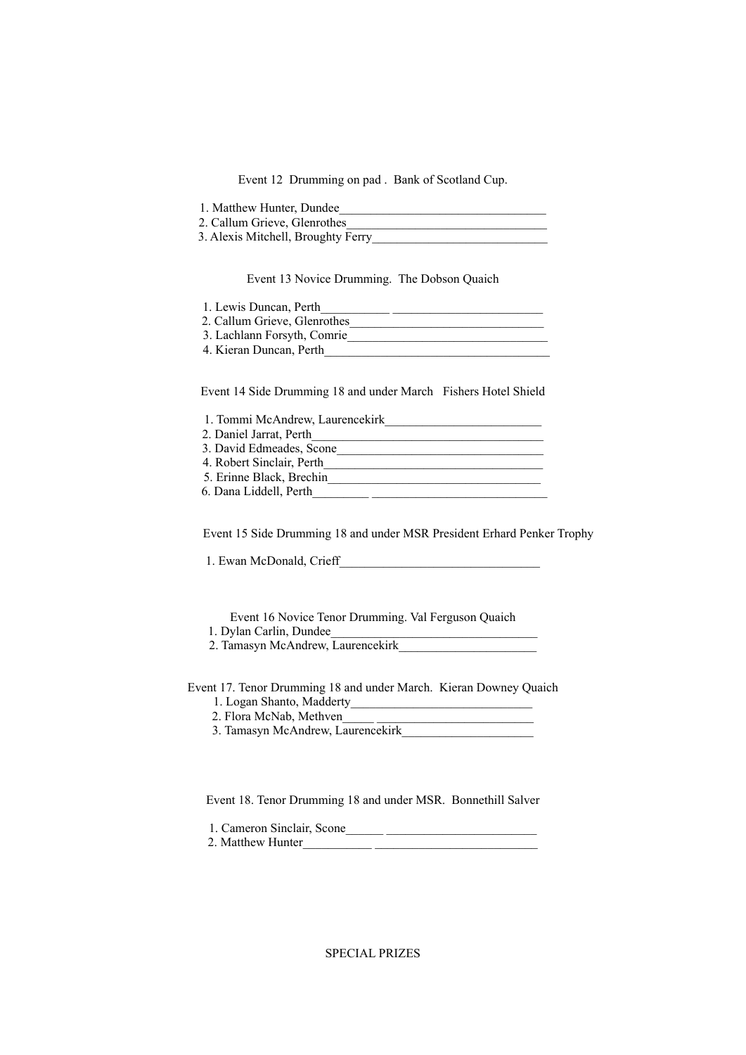Event 12 Drumming on pad . Bank of Scotland Cup.

1. Matthew Hunter, Dundee________________________________
2. Callum Grieve, Glenrothes_______________________________
3. Alexis Mitchell, Broughty Ferry___________________________

Event 13 Novice Drumming. The Dobson Quaich

1. Lewis Duncan, Perth__________ _______________________
2. Callum Grieve, Glenrothes______________________________
3. Lachlann Forsyth, Comrie_______________________________
4. Kieran Duncan, Perth____________________________________

Event 14 Side Drumming 18 and under March Fishers Hotel Shield

1. Tommi McAndrew, Laurencekirk________________________
2. Daniel Jarrat, Perth___________________________________
3. David Edmeades, Scone_________________________________
4. Robert Sinclair, Perth_________________________________
5. Erinne Black, Brechin________________________________
6. Dana Liddell, Perth________ ___________________________

Event 15 Side Drumming 18 and under MSR President Erhard Penker Trophy

1. Ewan McDonald, Crieff_______________________________

Event 16 Novice Tenor Drumming. Val Ferguson Quaich

1. Dylan Carlin, Dundee________________________________
2. Tamasyn McAndrew, Laurencekirk_____________________

Event 17. Tenor Drumming 18 and under March. Kieran Downey Quaich

1. Logan Shanto, Madderty____________________________
2. Flora McNab, Methven_____ ________________________
3. Tamasyn McAndrew, Laurencekirk____________________

Event 18. Tenor Drumming 18 and under MSR. Bonnethill Salver

1. Cameron Sinclair, Scone______ _______________________
2. Matthew Hunter__________ _________________________

SPECIAL PRIZES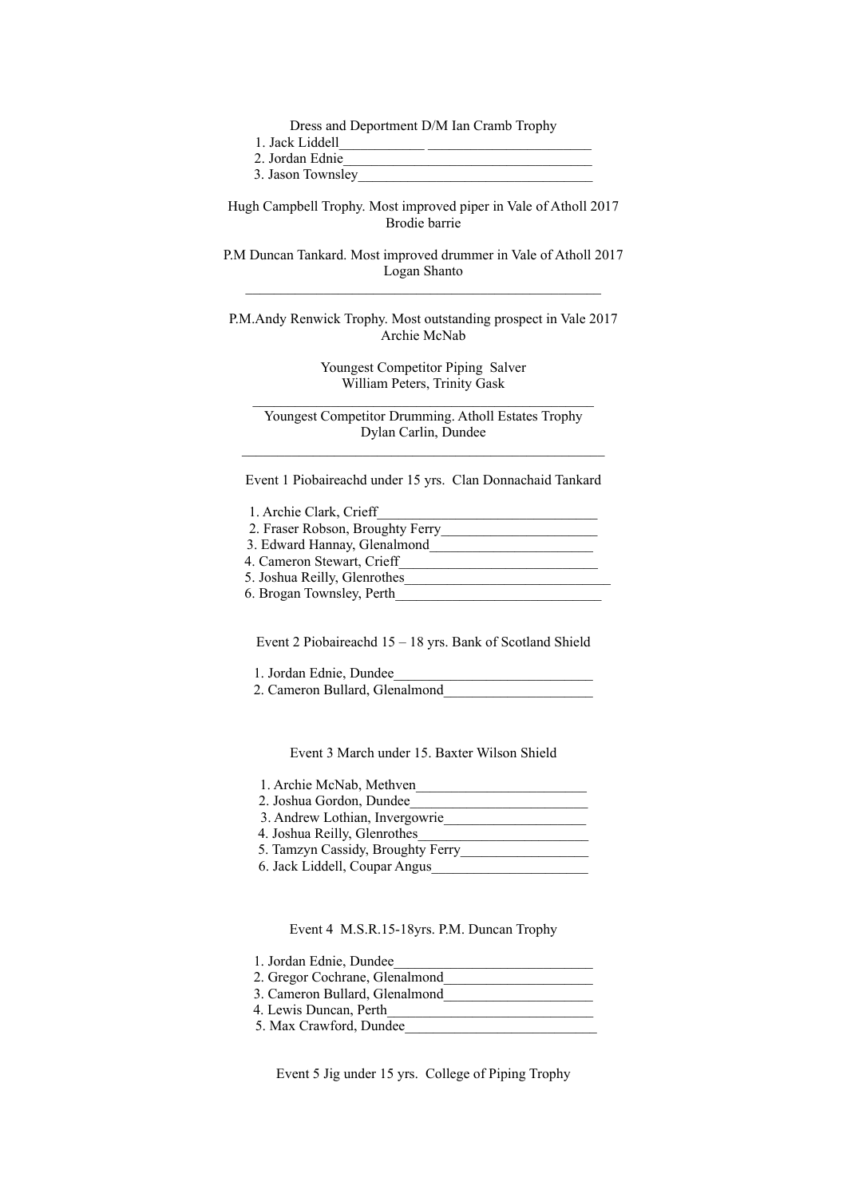Dress and Deportment D/M Ian Cramb Trophy

1. Jack Liddell
2. Jordan Ednie
3. Jason Townsley

Hugh Campbell Trophy. Most improved piper in Vale of Atholl 2017
Brodie barrie

P.M Duncan Tankard. Most improved drummer in Vale of Atholl 2017
Logan Shanto

P.M.Andy Renwick Trophy. Most outstanding prospect in Vale 2017
Archie McNab

Youngest Competitor Piping Salver
William Peters, Trinity Gask

Youngest Competitor Drumming. Atholl Estates Trophy
Dylan Carlin, Dundee

Event 1 Piobaireachd under 15 yrs. Clan Donnachaid Tankard

1. Archie Clark, Crieff
2. Fraser Robson, Broughty Ferry
3. Edward Hannay, Glenalmond
4. Cameron Stewart, Crieff
5. Joshua Reilly, Glenrothes
6. Brogan Townsley, Perth

Event 2 Piobaireachd 15 – 18 yrs. Bank of Scotland Shield

1. Jordan Ednie, Dundee
2. Cameron Bullard, Glenalmond

Event 3 March under 15. Baxter Wilson Shield

1. Archie McNab, Methven
2. Joshua Gordon, Dundee
3. Andrew Lothian, Invergowrie
4. Joshua Reilly, Glenrothes
5. Tamzyn Cassidy, Broughty Ferry
6. Jack Liddell, Coupar Angus

Event 4 M.S.R.15-18yrs. P.M. Duncan Trophy

1. Jordan Ednie, Dundee
2. Gregor Cochrane, Glenalmond
3. Cameron Bullard, Glenalmond
4. Lewis Duncan, Perth
5. Max Crawford, Dundee

Event 5 Jig under 15 yrs. College of Piping Trophy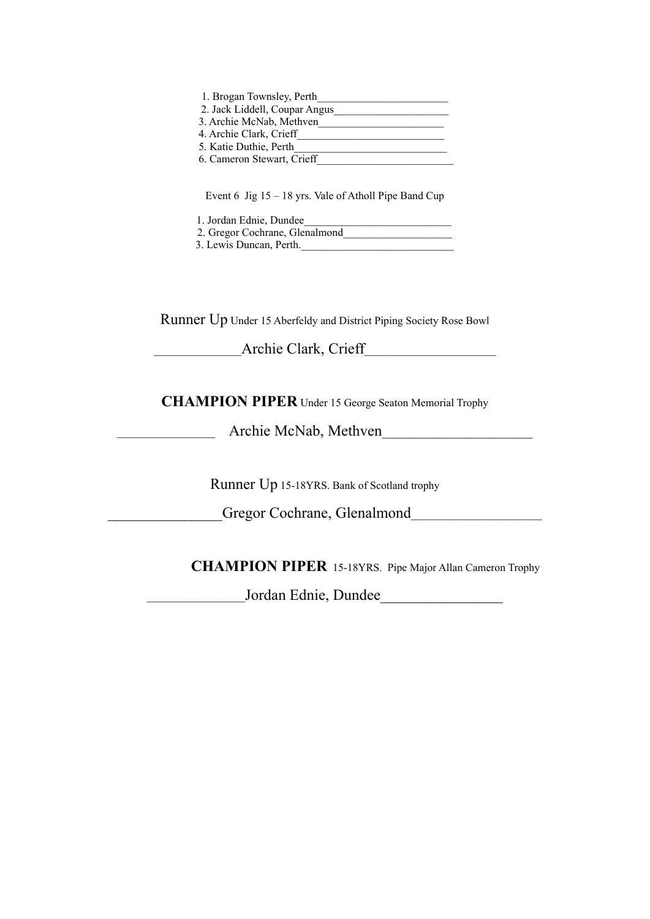1. Brogan Townsley, Perth
2. Jack Liddell, Coupar Angus
3. Archie McNab, Methven
4. Archie Clark, Crieff
5. Katie Duthie, Perth
6. Cameron Stewart, Crieff

Event 6 Jig 15 – 18 yrs. Vale of Atholl Pipe Band Cup

1. Jordan Ednie, Dundee
2. Gregor Cochrane, Glenalmond
3. Lewis Duncan, Perth.

Runner Up Under 15 Aberfeldy and District Piping Society Rose Bowl

Archie Clark, Crieff

**CHAMPION PIPER** Under 15 George Seaton Memorial Trophy

Archie McNab, Methven

Runner Up 15-18YRS. Bank of Scotland trophy

Gregor Cochrane, Glenalmond

**CHAMPION PIPER** 15-18YRS. Pipe Major Allan Cameron Trophy

Jordan Ednie, Dundee